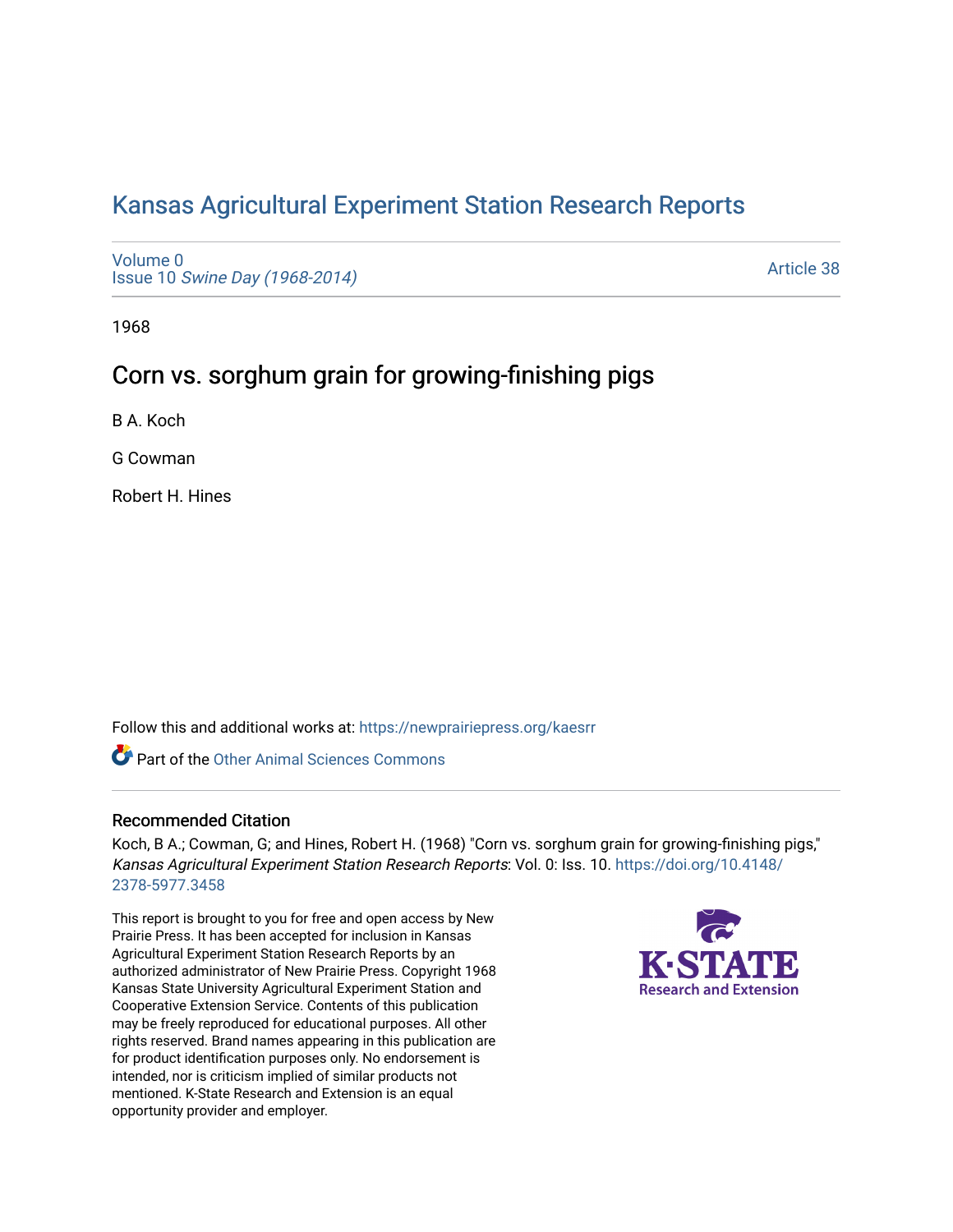# Kansas Agricultural Experiment Station Research Reports

Volume 0
Issue 10 *Swine Day (1968-2014)*

Article 38

1968

## Corn vs. sorghum grain for growing-finishing pigs

B A. Koch

G Cowman

Robert H. Hines

Follow this and additional works at: https://newprairiepress.org/kaesrr

Part of the Other Animal Sciences Commons

### Recommended Citation

Koch, B A.; Cowman, G; and Hines, Robert H. (1968) "Corn vs. sorghum grain for growing-finishing pigs," *Kansas Agricultural Experiment Station Research Reports*: Vol. 0: Iss. 10. https://doi.org/10.4148/2378-5977.3458

This report is brought to you for free and open access by New Prairie Press. It has been accepted for inclusion in Kansas Agricultural Experiment Station Research Reports by an authorized administrator of New Prairie Press. Copyright 1968 Kansas State University Agricultural Experiment Station and Cooperative Extension Service. Contents of this publication may be freely reproduced for educational purposes. All other rights reserved. Brand names appearing in this publication are for product identification purposes only. No endorsement is intended, nor is criticism implied of similar products not mentioned. K-State Research and Extension is an equal opportunity provider and employer.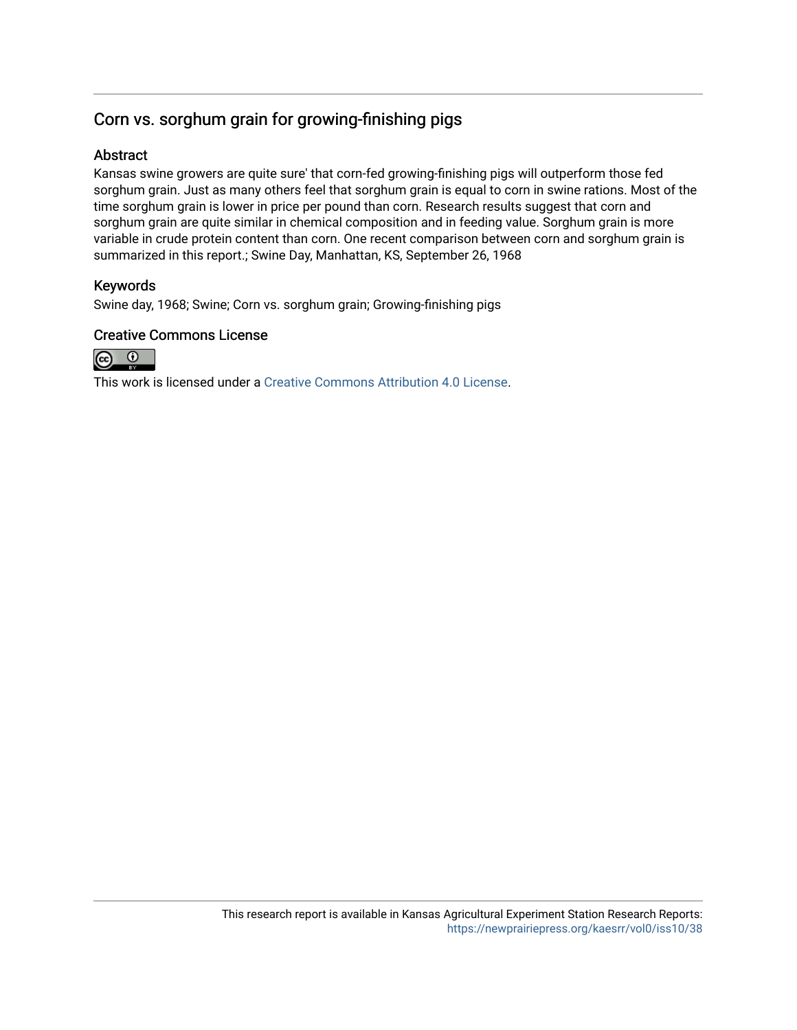## Corn vs. sorghum grain for growing-finishing pigs

### Abstract

Kansas swine growers are quite sure' that corn-fed growing-finishing pigs will outperform those fed sorghum grain. Just as many others feel that sorghum grain is equal to corn in swine rations. Most of the time sorghum grain is lower in price per pound than corn. Research results suggest that corn and sorghum grain are quite similar in chemical composition and in feeding value. Sorghum grain is more variable in crude protein content than corn. One recent comparison between corn and sorghum grain is summarized in this report.; Swine Day, Manhattan, KS, September 26, 1968

### Keywords

Swine day, 1968; Swine; Corn vs. sorghum grain; Growing-finishing pigs

### Creative Commons License

This work is licensed under a Creative Commons Attribution 4.0 License.

This research report is available in Kansas Agricultural Experiment Station Research Reports: https://newprairiepress.org/kaesrr/vol0/iss10/38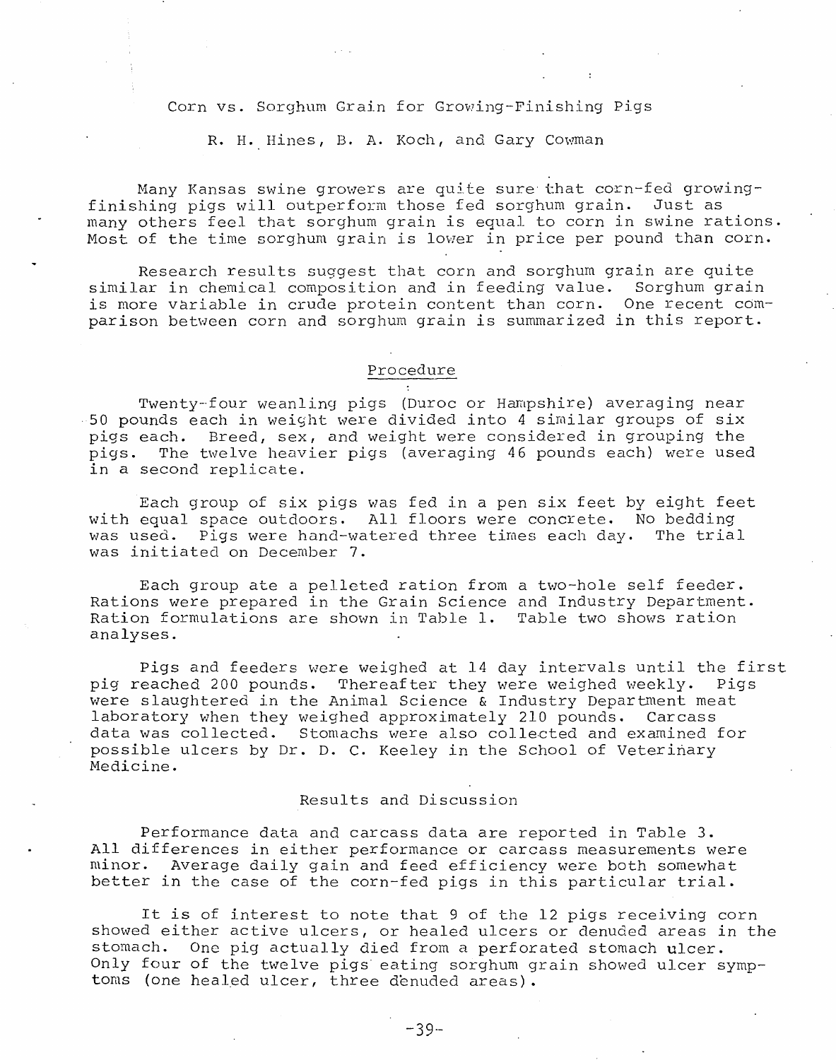# Corn vs. Sorghum Grain for Growing-Finishing Pigs

R. H. Hines, B. A. Koch, and Gary Cowman

Many Kansas swine growers are quite sure that corn-fed growing-finishing pigs will outperform those fed sorghum grain. Just as many others feel that sorghum grain is equal to corn in swine rations. Most of the time sorghum grain is lower in price per pound than corn.

Research results suggest that corn and sorghum grain are quite similar in chemical composition and in feeding value. Sorghum grain is more variable in crude protein content than corn. One recent comparison between corn and sorghum grain is summarized in this report.

## Procedure

Twenty-four weanling pigs (Duroc or Hampshire) averaging near 50 pounds each in weight were divided into 4 similar groups of six pigs each. Breed, sex, and weight were considered in grouping the pigs. The twelve heavier pigs (averaging 46 pounds each) were used in a second replicate.

Each group of six pigs was fed in a pen six feet by eight feet with equal space outdoors. All floors were concrete. No bedding was used. Pigs were hand-watered three times each day. The trial was initiated on December 7.

Each group ate a pelleted ration from a two-hole self feeder. Rations were prepared in the Grain Science and Industry Department. Ration formulations are shown in Table 1. Table two shows ration analyses.

Pigs and feeders were weighed at 14 day intervals until the first pig reached 200 pounds. Thereafter they were weighed weekly. Pigs were slaughtered in the Animal Science & Industry Department meat laboratory when they weighed approximately 210 pounds. Carcass data was collected. Stomachs were also collected and examined for possible ulcers by Dr. D. C. Keeley in the School of Veterinary Medicine.

## Results and Discussion

Performance data and carcass data are reported in Table 3. All differences in either performance or carcass measurements were minor. Average daily gain and feed efficiency were both somewhat better in the case of the corn-fed pigs in this particular trial.

It is of interest to note that 9 of the 12 pigs receiving corn showed either active ulcers, or healed ulcers or denuded areas in the stomach. One pig actually died from a perforated stomach ulcer. Only four of the twelve pigs eating sorghum grain showed ulcer symptoms (one healed ulcer, three denuded areas).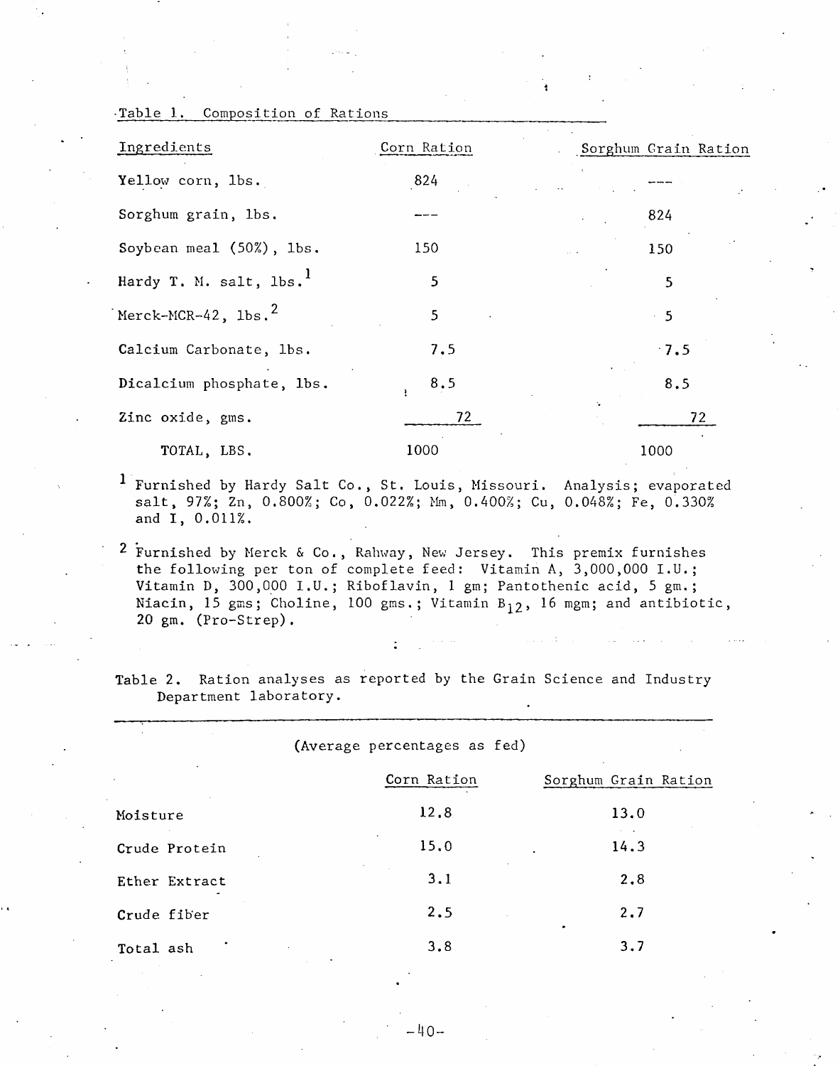Table 1. Composition of Rations

| Ingredients | Corn Ration | Sorghum Grain Ration |
|---|---|---|
| Yellow corn, lbs. | 824 | --- |
| Sorghum grain, lbs. | --- | 824 |
| Soybean meal (50%), lbs. | 150 | 150 |
| Hardy T. M. salt, lbs.[1] | 5 | 5 |
| Merck-MCR-42, lbs.[2] | 5 | 5 |
| Calcium Carbonate, lbs. | 7.5 | 7.5 |
| Dicalcium phosphate, lbs. | 8.5 | 8.5 |
| Zinc oxide, gms. | 72 | 72 |
| TOTAL, LBS. | 1000 | 1000 |

[1] Furnished by Hardy Salt Co., St. Louis, Missouri. Analysis; evaporated salt, 97%; Zn, 0.800%; Co, 0.022%; Mn, 0.400%; Cu, 0.048%; Fe, 0.330% and I, 0.011%.

[2] Furnished by Merck & Co., Rahway, New Jersey. This premix furnishes the following per ton of complete feed: Vitamin A, 3,000,000 I.U.; Vitamin D, 300,000 I.U.; Riboflavin, 1 gm; Pantothenic acid, 5 gm.; Niacin, 15 gms; Choline, 100 gms.; Vitamin $B_{12}$, 16 mgm; and antibiotic, 20 gm. (Pro-Strep).

Table 2. Ration analyses as reported by the Grain Science and Industry Department laboratory.

(Average percentages as fed)

| | Corn Ration | Sorghum Grain Ration |
|---|---|---|
| Moisture | 12.8 | 13.0 |
| Crude Protein | 15.0 | 14.3 |
| Ether Extract | 3.1 | 2.8 |
| Crude fiber | 2.5 | 2.7 |
| Total ash | 3.8 | 3.7 |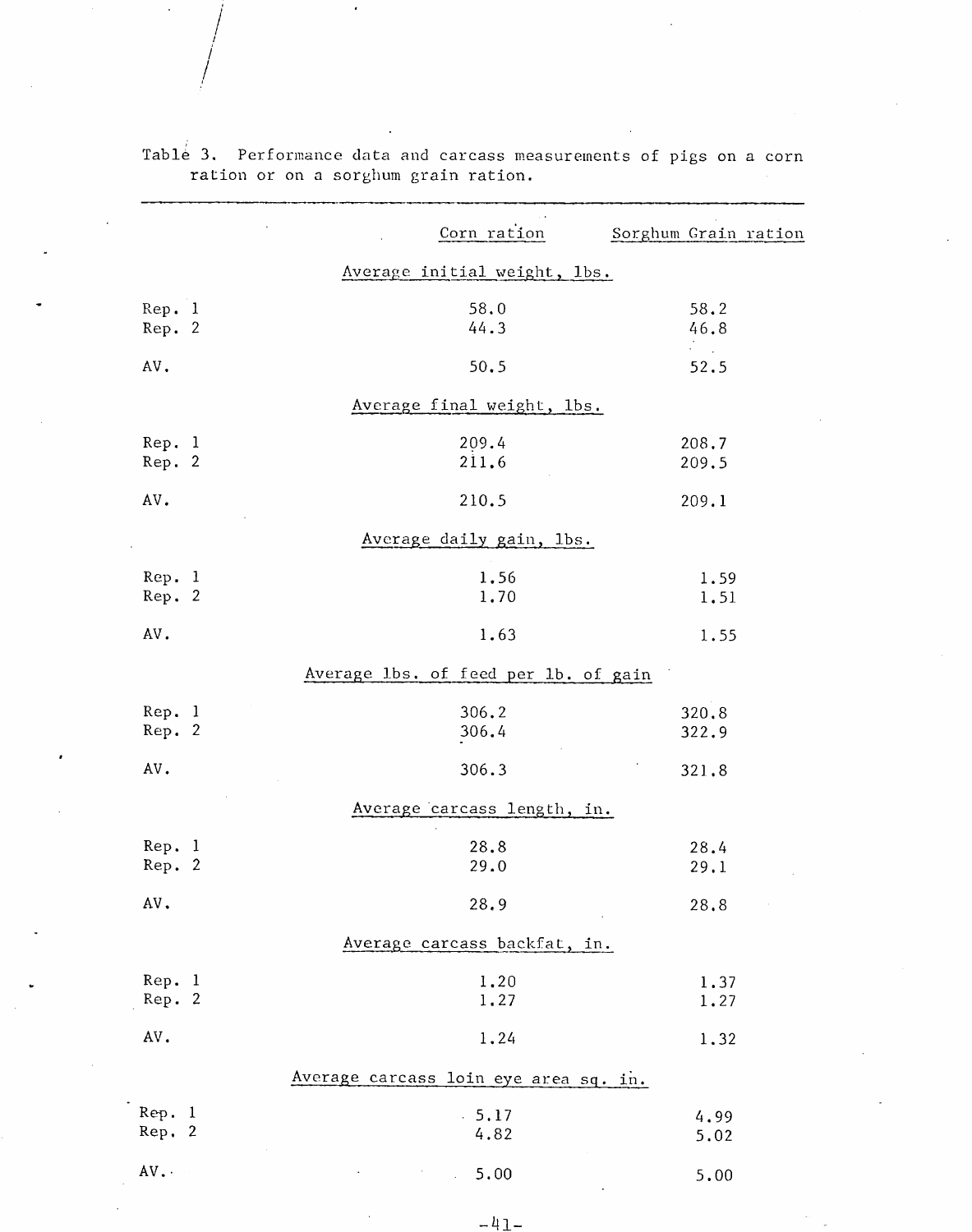Table 3. Performance data and carcass measurements of pigs on a corn ration or on a sorghum grain ration.

| | Corn ration | Sorghum Grain ration |
|---|---|---|
| **Average initial weight, lbs.** | | |
| Rep. 1 | 58.0 | 58.2 |
| Rep. 2 | 44.3 | 46.8 |
| AV. | 50.5 | 52.5 |
| **Average final weight, lbs.** | | |
| Rep. 1 | 209.4 | 208.7 |
| Rep. 2 | 211.6 | 209.5 |
| AV. | 210.5 | 209.1 |
| **Average daily gain, lbs.** | | |
| Rep. 1 | 1.56 | 1.59 |
| Rep. 2 | 1.70 | 1.51 |
| AV. | 1.63 | 1.55 |
| **Average lbs. of feed per lb. of gain** | | |
| Rep. 1 | 306.2 | 320.8 |
| Rep. 2 | 306.4 | 322.9 |
| AV. | 306.3 | 321.8 |
| **Average carcass length, in.** | | |
| Rep. 1 | 28.8 | 28.4 |
| Rep. 2 | 29.0 | 29.1 |
| AV. | 28.9 | 28.8 |
| **Average carcass backfat, in.** | | |
| Rep. 1 | 1.20 | 1.37 |
| Rep. 2 | 1.27 | 1.27 |
| AV. | 1.24 | 1.32 |
| **Average carcass loin eye area sq. in.** | | |
| Rep. 1 | 5.17 | 4.99 |
| Rep. 2 | 4.82 | 5.02 |
| AV. | 5.00 | 5.00 |